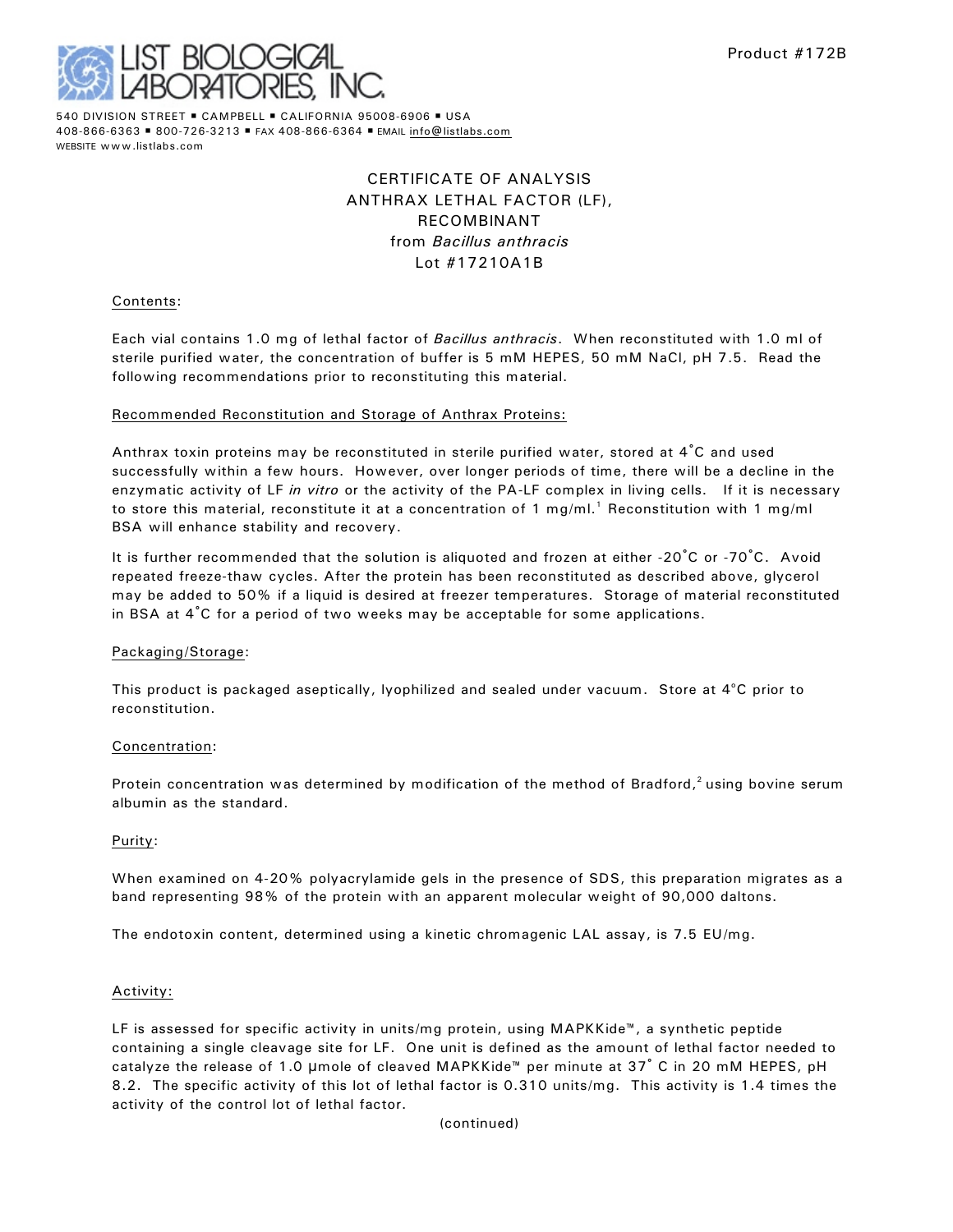LIST BIOLOGICAL LABORATORIES, INC.

Product #172B

540 DIVISION STREET ▪ CAMPBELL ▪ CALIFORNIA 95008-6906 ▪ USA
408-866-6363 ▪ 800-726-3213 ▪ FAX 408-866-6364 ▪ EMAIL info@listlabs.com
WEBSITE www.listlabs.com

# CERTIFICATE OF ANALYSIS
# ANTHRAX LETHAL FACTOR (LF), RECOMBINANT
## from *Bacillus anthracis*
## Lot #17210A1B

Contents:

Each vial contains 1.0 mg of lethal factor of *Bacillus anthracis*. When reconstituted with 1.0 ml of sterile purified water, the concentration of buffer is 5 mM HEPES, 50 mM NaCl, pH 7.5. Read the following recommendations prior to reconstituting this material.

Recommended Reconstitution and Storage of Anthrax Proteins:

Anthrax toxin proteins may be reconstituted in sterile purified water, stored at 4˚C and used successfully within a few hours. However, over longer periods of time, there will be a decline in the enzymatic activity of LF *in vitro* or the activity of the PA-LF complex in living cells. If it is necessary to store this material, reconstitute it at a concentration of 1 mg/ml.[1] Reconstitution with 1 mg/ml BSA will enhance stability and recovery.

It is further recommended that the solution is aliquoted and frozen at either -20˚C or -70˚C. Avoid repeated freeze-thaw cycles. After the protein has been reconstituted as described above, glycerol may be added to 50% if a liquid is desired at freezer temperatures. Storage of material reconstituted in BSA at 4˚C for a period of two weeks may be acceptable for some applications.

Packaging/Storage:

This product is packaged aseptically, lyophilized and sealed under vacuum. Store at 4°C prior to reconstitution.

Concentration:

Protein concentration was determined by modification of the method of Bradford,[2] using bovine serum albumin as the standard.

Purity:

When examined on 4-20% polyacrylamide gels in the presence of SDS, this preparation migrates as a band representing 98% of the protein with an apparent molecular weight of 90,000 daltons.

The endotoxin content, determined using a kinetic chromagenic LAL assay, is 7.5 EU/mg.

Activity:

LF is assessed for specific activity in units/mg protein, using MAPKKide™, a synthetic peptide containing a single cleavage site for LF. One unit is defined as the amount of lethal factor needed to catalyze the release of 1.0 µmole of cleaved MAPKKide™ per minute at 37˚ C in 20 mM HEPES, pH 8.2. The specific activity of this lot of lethal factor is 0.310 units/mg. This activity is 1.4 times the activity of the control lot of lethal factor.

(continued)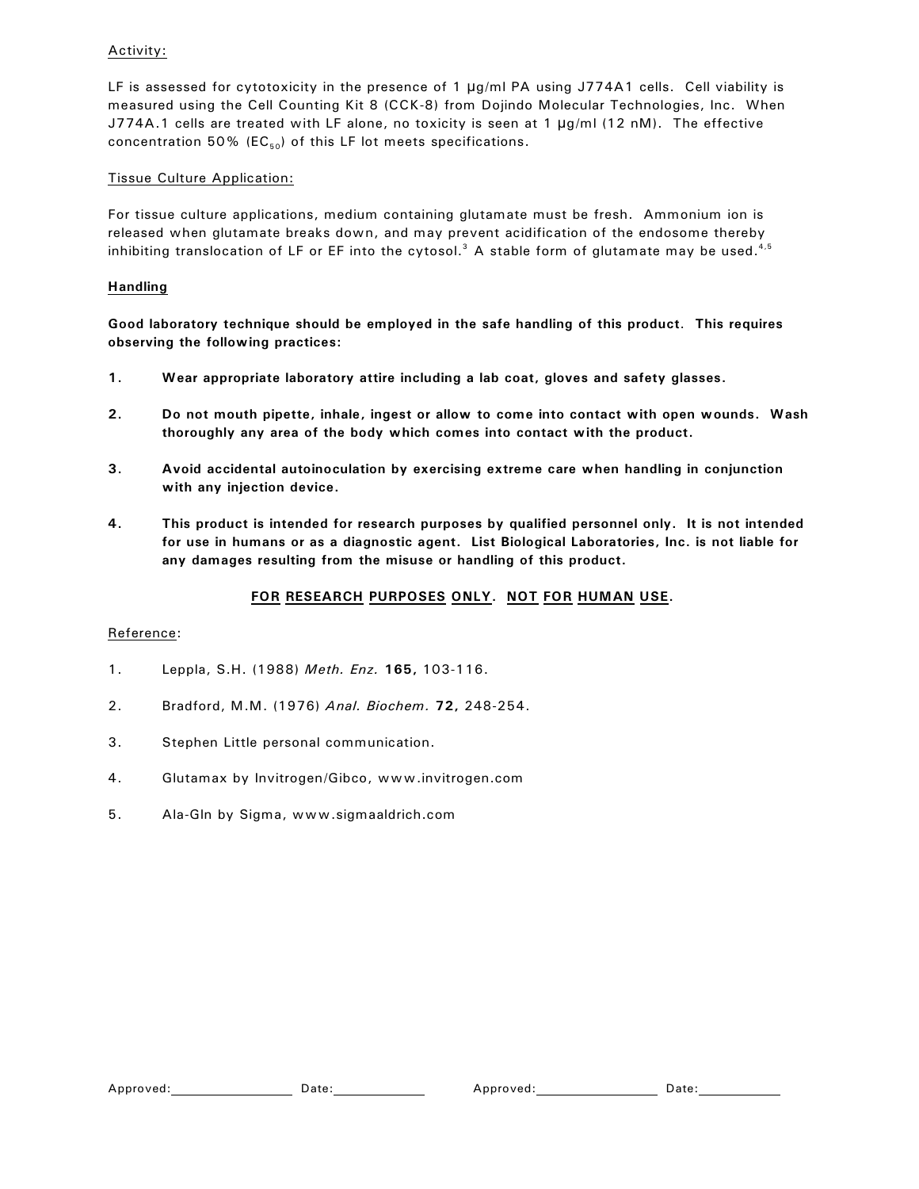Activity:

LF is assessed for cytotoxicity in the presence of 1 µg/ml PA using J774A1 cells. Cell viability is measured using the Cell Counting Kit 8 (CCK-8) from Dojindo Molecular Technologies, Inc. When J774A.1 cells are treated with LF alone, no toxicity is seen at 1 µg/ml (12 nM). The effective concentration 50% ($EC_{50}$) of this LF lot meets specifications.

Tissue Culture Application:

For tissue culture applications, medium containing glutamate must be fresh. Ammonium ion is released when glutamate breaks down, and may prevent acidification of the endosome thereby inhibiting translocation of LF or EF into the cytosol.[3] A stable form of glutamate may be used.[4,5]

**Handling**

**Good laboratory technique should be employed in the safe handling of this product. This requires observing the following practices:**

1. **Wear appropriate laboratory attire including a lab coat, gloves and safety glasses.**
2. **Do not mouth pipette, inhale, ingest or allow to come into contact with open wounds. Wash thoroughly any area of the body which comes into contact with the product.**
3. **Avoid accidental autoinoculation by exercising extreme care when handling in conjunction with any injection device.**
4. **This product is intended for research purposes by qualified personnel only. It is not intended for use in humans or as a diagnostic agent. List Biological Laboratories, Inc. is not liable for any damages resulting from the misuse or handling of this product.**

**FOR RESEARCH PURPOSES ONLY. NOT FOR HUMAN USE.**

Reference:

1. Leppla, S.H. (1988) *Meth. Enz.* **165,** 103-116.
2. Bradford, M.M. (1976) *Anal. Biochem.* **72,** 248-254.
3. Stephen Little personal communication.
4. Glutamax by Invitrogen/Gibco, www.invitrogen.com
5. Ala-Gln by Sigma, www.sigmaaldrich.com

Approved:\_\_\_\_\_\_\_\_\_\_\_\_ Date:\_\_\_\_\_\_\_\_\_\_ Approved:\_\_\_\_\_\_\_\_\_\_\_\_ Date:\_\_\_\_\_\_\_\_\_\_